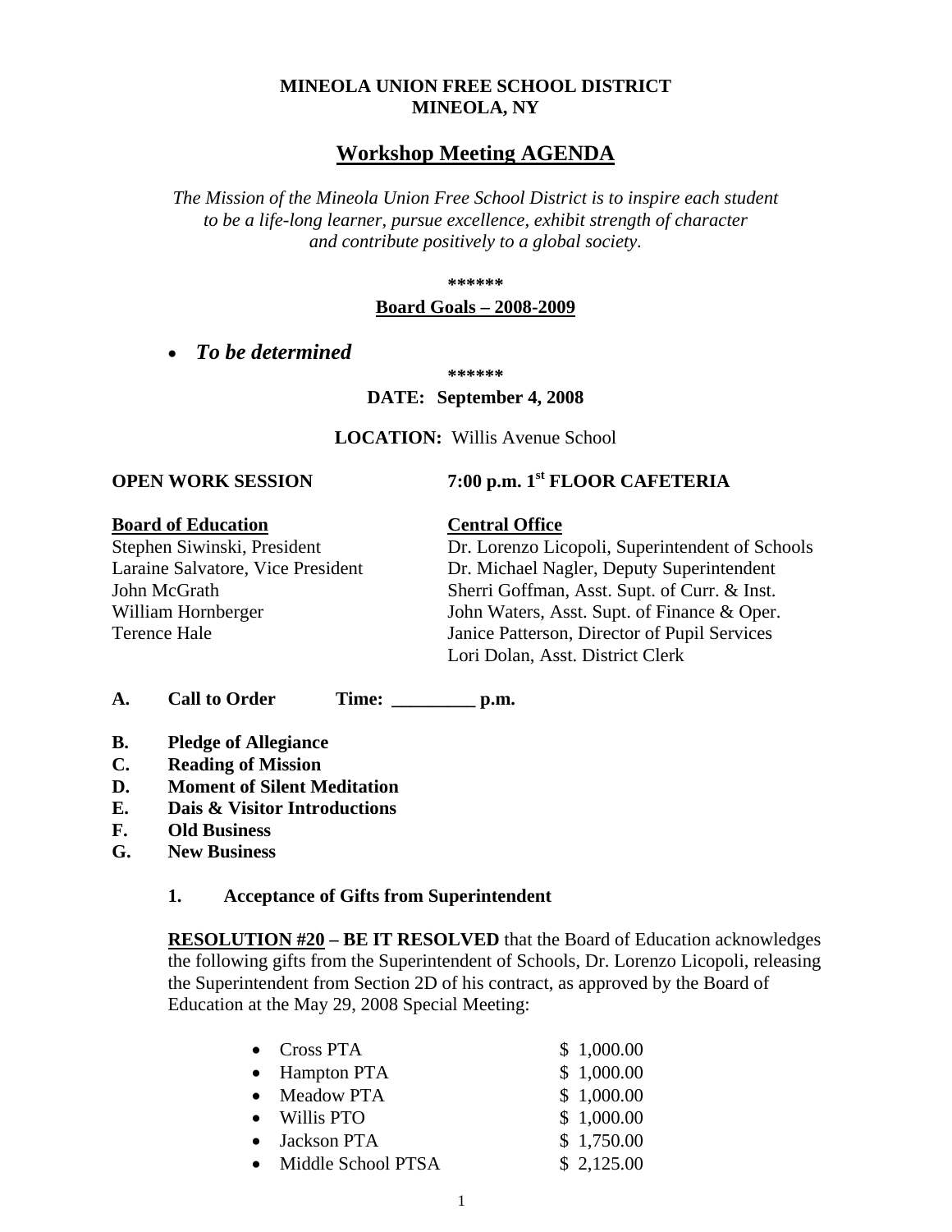**MINEOLA UNION FREE SCHOOL DISTRICT**
**MINEOLA, NY**

# Workshop Meeting AGENDA

*The Mission of the Mineola Union Free School District is to inspire each student to be a life-long learner, pursue excellence, exhibit strength of character and contribute positively to a global society.*

**\*\*\*\*\*\***

**Board Goals – 2008-2009**

- ***To be determined***

**\*\*\*\*\*\***

**DATE: September 4, 2008**

**LOCATION:** Willis Avenue School

**OPEN WORK SESSION** **7:00 p.m. 1st FLOOR CAFETERIA**

| **Board of Education** | **Central Office** |
|---|---|
| Stephen Siwinski, President | Dr. Lorenzo Licopoli, Superintendent of Schools |
| Laraine Salvatore, Vice President | Dr. Michael Nagler, Deputy Superintendent |
| John McGrath | Sherri Goffman, Asst. Supt. of Curr. & Inst. |
| William Hornberger | John Waters, Asst. Supt. of Finance & Oper. |
| Terence Hale | Janice Patterson, Director of Pupil Services |
| | Lori Dolan, Asst. District Clerk |

**A. Call to Order Time: _________ p.m.**

**B. Pledge of Allegiance**
**C. Reading of Mission**
**D. Moment of Silent Meditation**
**E. Dais & Visitor Introductions**
**F. Old Business**
**G. New Business**

**1. Acceptance of Gifts from Superintendent**

**RESOLUTION #20 – BE IT RESOLVED** that the Board of Education acknowledges the following gifts from the Superintendent of Schools, Dr. Lorenzo Licopoli, releasing the Superintendent from Section 2D of his contract, as approved by the Board of Education at the May 29, 2008 Special Meeting:

- Cross PTA $ 1,000.00
- Hampton PTA $ 1,000.00
- Meadow PTA $ 1,000.00
- Willis PTO $ 1,000.00
- Jackson PTA $ 1,750.00
- Middle School PTSA $ 2,125.00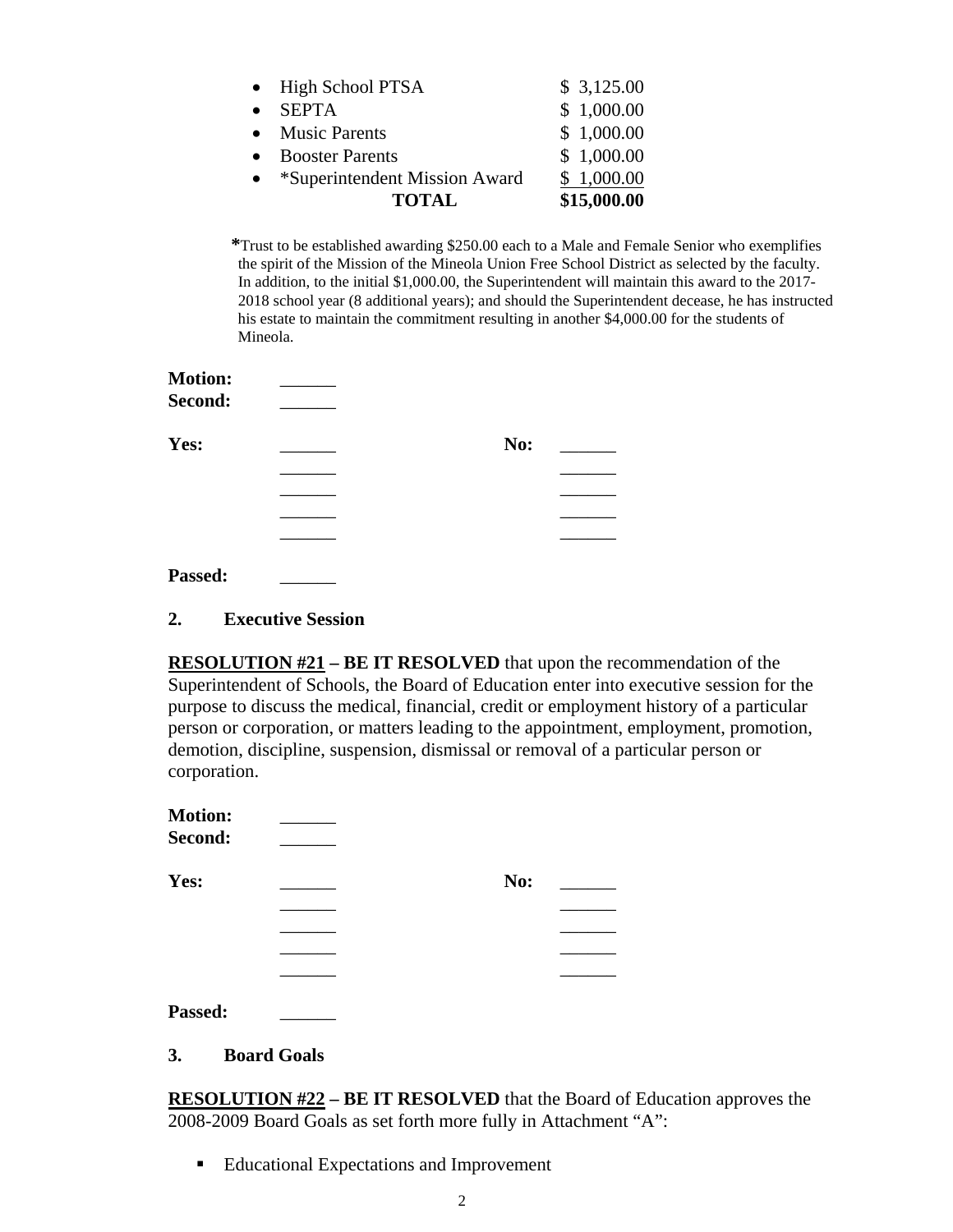| | |
|---|---|
| High School PTSA | $ 3,125.00 |
| SEPTA | $ 1,000.00 |
| Music Parents | $ 1,000.00 |
| Booster Parents | $ 1,000.00 |
| *Superintendent Mission Award | $ 1,000.00 |
| **TOTAL** | **$15,000.00** |

*Trust to be established awarding $250.00 each to a Male and Female Senior who exemplifies the spirit of the Mission of the Mineola Union Free School District as selected by the faculty. In addition, to the initial $1,000.00, the Superintendent will maintain this award to the 2017-2018 school year (8 additional years); and should the Superintendent decease, he has instructed his estate to maintain the commitment resulting in another $4,000.00 for the students of Mineola.

**Motion:** ______
**Second:** ______

**Yes:** ______ **No:** ______
______ ______
______ ______
______ ______
______ ______

**Passed:** ______

**2. Executive Session**

**RESOLUTION #21 – BE IT RESOLVED** that upon the recommendation of the Superintendent of Schools, the Board of Education enter into executive session for the purpose to discuss the medical, financial, credit or employment history of a particular person or corporation, or matters leading to the appointment, employment, promotion, demotion, discipline, suspension, dismissal or removal of a particular person or corporation.

**Motion:** ______
**Second:** ______

**Yes:** ______ **No:** ______
______ ______
______ ______
______ ______
______ ______

**Passed:** ______

**3. Board Goals**

**RESOLUTION #22 – BE IT RESOLVED** that the Board of Education approves the 2008-2009 Board Goals as set forth more fully in Attachment "A":

- Educational Expectations and Improvement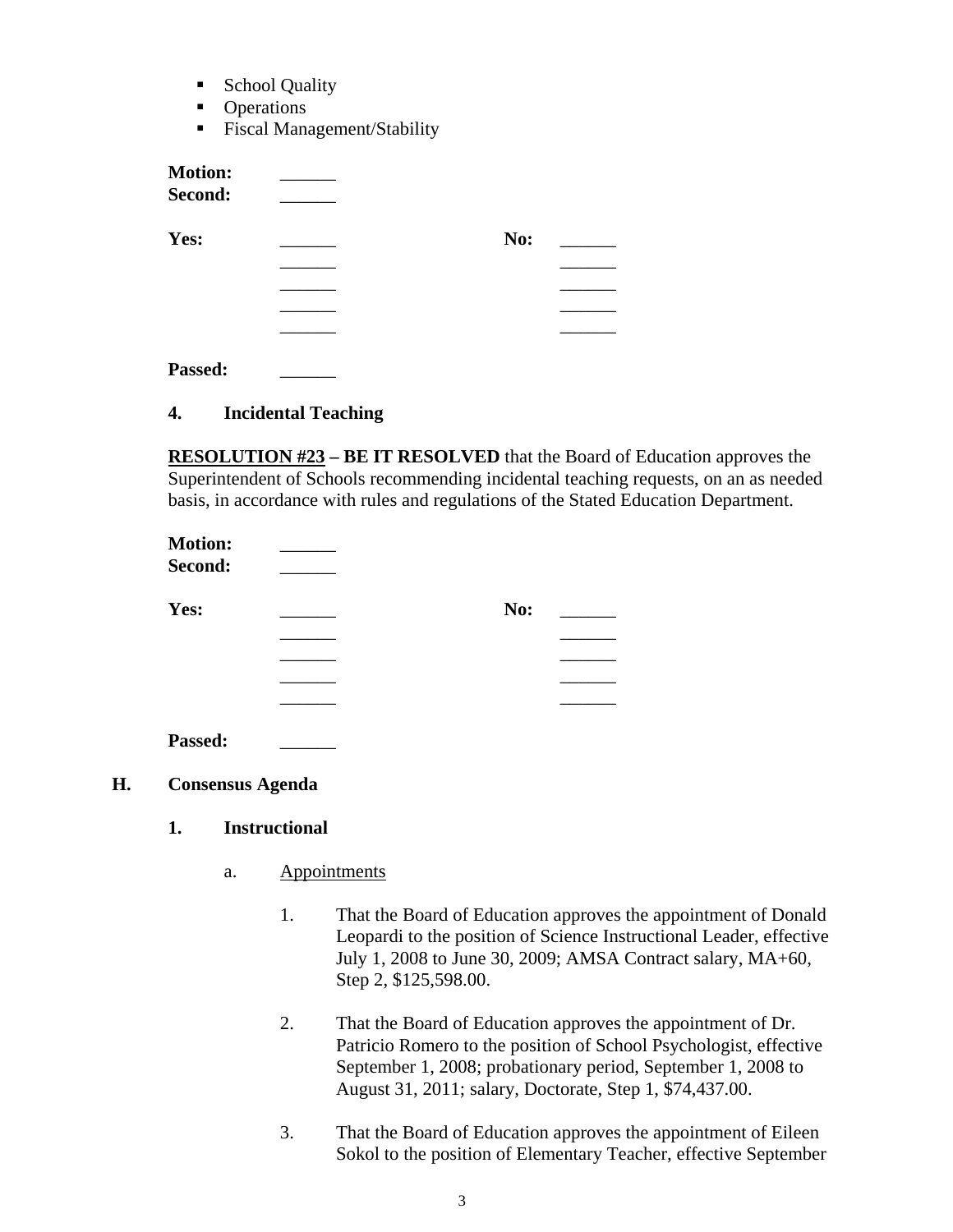- School Quality
- Operations
- Fiscal Management/Stability

**Motion:** ______
**Second:** ______

| **Yes:** | ______ | **No:** | ______ |
|---|---|---|---|
| | ______ | | ______ |
| | ______ | | ______ |
| | ______ | | ______ |
| | ______ | | ______ |

**Passed:** ______

**4. Incidental Teaching**

**RESOLUTION #23 – BE IT RESOLVED** that the Board of Education approves the Superintendent of Schools recommending incidental teaching requests, on an as needed basis, in accordance with rules and regulations of the Stated Education Department.

**Motion:** ______
**Second:** ______

| **Yes:** | ______ | **No:** | ______ |
|---|---|---|---|
| | ______ | | ______ |
| | ______ | | ______ |
| | ______ | | ______ |
| | ______ | | ______ |

**Passed:** ______

## H. Consensus Agenda

### 1. Instructional

a. Appointments

1. That the Board of Education approves the appointment of Donald Leopardi to the position of Science Instructional Leader, effective July 1, 2008 to June 30, 2009; AMSA Contract salary, MA+60, Step 2, $125,598.00.

2. That the Board of Education approves the appointment of Dr. Patricio Romero to the position of School Psychologist, effective September 1, 2008; probationary period, September 1, 2008 to August 31, 2011; salary, Doctorate, Step 1, $74,437.00.

3. That the Board of Education approves the appointment of Eileen Sokol to the position of Elementary Teacher, effective September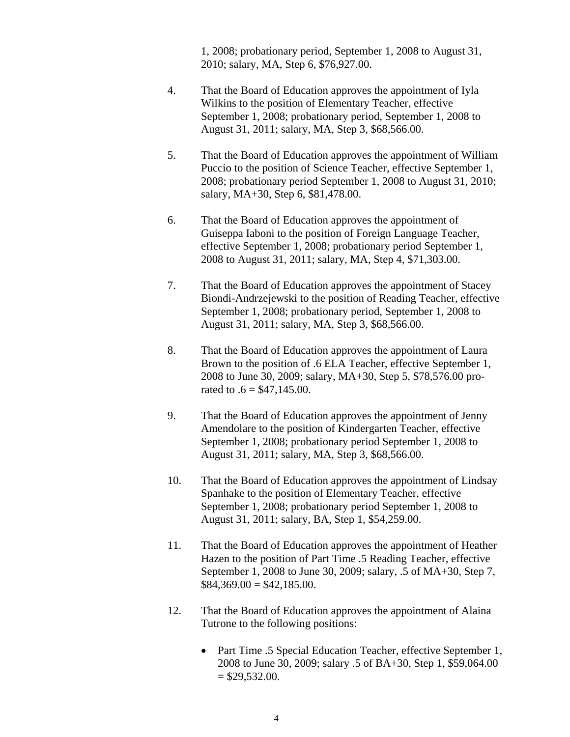1, 2008; probationary period, September 1, 2008 to August 31, 2010; salary, MA, Step 6, $76,927.00.

4. That the Board of Education approves the appointment of Iyla Wilkins to the position of Elementary Teacher, effective September 1, 2008; probationary period, September 1, 2008 to August 31, 2011; salary, MA, Step 3, $68,566.00.

5. That the Board of Education approves the appointment of William Puccio to the position of Science Teacher, effective September 1, 2008; probationary period September 1, 2008 to August 31, 2010; salary, MA+30, Step 6, $81,478.00.

6. That the Board of Education approves the appointment of Guiseppa Iaboni to the position of Foreign Language Teacher, effective September 1, 2008; probationary period September 1, 2008 to August 31, 2011; salary, MA, Step 4, $71,303.00.

7. That the Board of Education approves the appointment of Stacey Biondi-Andrzejewski to the position of Reading Teacher, effective September 1, 2008; probationary period, September 1, 2008 to August 31, 2011; salary, MA, Step 3, $68,566.00.

8. That the Board of Education approves the appointment of Laura Brown to the position of .6 ELA Teacher, effective September 1, 2008 to June 30, 2009; salary, MA+30, Step 5, $78,576.00 pro-rated to .6 = $47,145.00.

9. That the Board of Education approves the appointment of Jenny Amendolare to the position of Kindergarten Teacher, effective September 1, 2008; probationary period September 1, 2008 to August 31, 2011; salary, MA, Step 3, $68,566.00.

10. That the Board of Education approves the appointment of Lindsay Spanhake to the position of Elementary Teacher, effective September 1, 2008; probationary period September 1, 2008 to August 31, 2011; salary, BA, Step 1, $54,259.00.

11. That the Board of Education approves the appointment of Heather Hazen to the position of Part Time .5 Reading Teacher, effective September 1, 2008 to June 30, 2009; salary, .5 of MA+30, Step 7, $84,369.00 = $42,185.00.

12. That the Board of Education approves the appointment of Alaina Tutrone to the following positions:

    - Part Time .5 Special Education Teacher, effective September 1, 2008 to June 30, 2009; salary .5 of BA+30, Step 1, $59,064.00 = $29,532.00.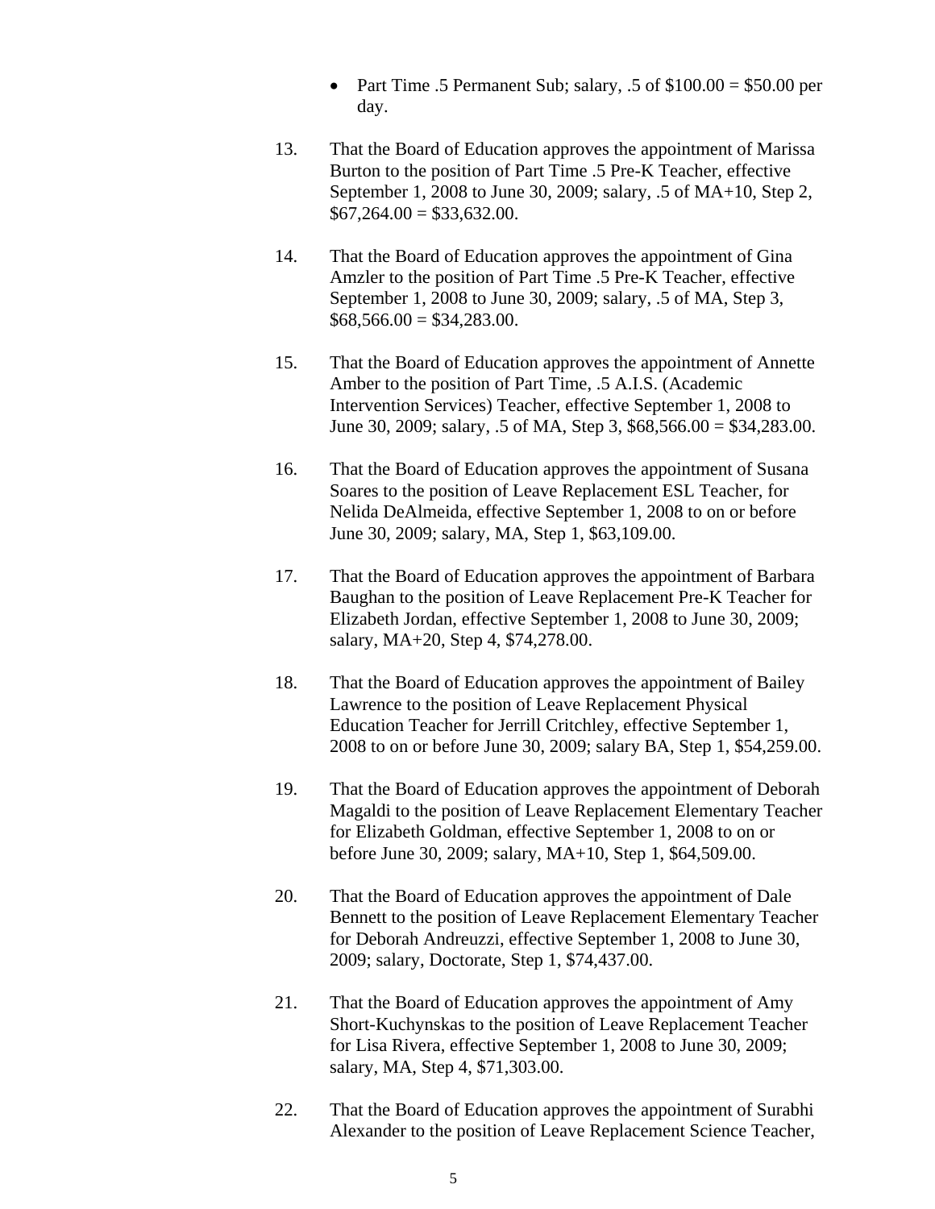- Part Time .5 Permanent Sub; salary, .5 of $100.00 = $50.00 per day.

13. That the Board of Education approves the appointment of Marissa Burton to the position of Part Time .5 Pre-K Teacher, effective September 1, 2008 to June 30, 2009; salary, .5 of MA+10, Step 2, $67,264.00 = $33,632.00.

14. That the Board of Education approves the appointment of Gina Amzler to the position of Part Time .5 Pre-K Teacher, effective September 1, 2008 to June 30, 2009; salary, .5 of MA, Step 3, $68,566.00 = $34,283.00.

15. That the Board of Education approves the appointment of Annette Amber to the position of Part Time, .5 A.I.S. (Academic Intervention Services) Teacher, effective September 1, 2008 to June 30, 2009; salary, .5 of MA, Step 3, $68,566.00 = $34,283.00.

16. That the Board of Education approves the appointment of Susana Soares to the position of Leave Replacement ESL Teacher, for Nelida DeAlmeida, effective September 1, 2008 to on or before June 30, 2009; salary, MA, Step 1, $63,109.00.

17. That the Board of Education approves the appointment of Barbara Baughan to the position of Leave Replacement Pre-K Teacher for Elizabeth Jordan, effective September 1, 2008 to June 30, 2009; salary, MA+20, Step 4, $74,278.00.

18. That the Board of Education approves the appointment of Bailey Lawrence to the position of Leave Replacement Physical Education Teacher for Jerrill Critchley, effective September 1, 2008 to on or before June 30, 2009; salary BA, Step 1, $54,259.00.

19. That the Board of Education approves the appointment of Deborah Magaldi to the position of Leave Replacement Elementary Teacher for Elizabeth Goldman, effective September 1, 2008 to on or before June 30, 2009; salary, MA+10, Step 1, $64,509.00.

20. That the Board of Education approves the appointment of Dale Bennett to the position of Leave Replacement Elementary Teacher for Deborah Andreuzzi, effective September 1, 2008 to June 30, 2009; salary, Doctorate, Step 1, $74,437.00.

21. That the Board of Education approves the appointment of Amy Short-Kuchynskas to the position of Leave Replacement Teacher for Lisa Rivera, effective September 1, 2008 to June 30, 2009; salary, MA, Step 4, $71,303.00.

22. That the Board of Education approves the appointment of Surabhi Alexander to the position of Leave Replacement Science Teacher,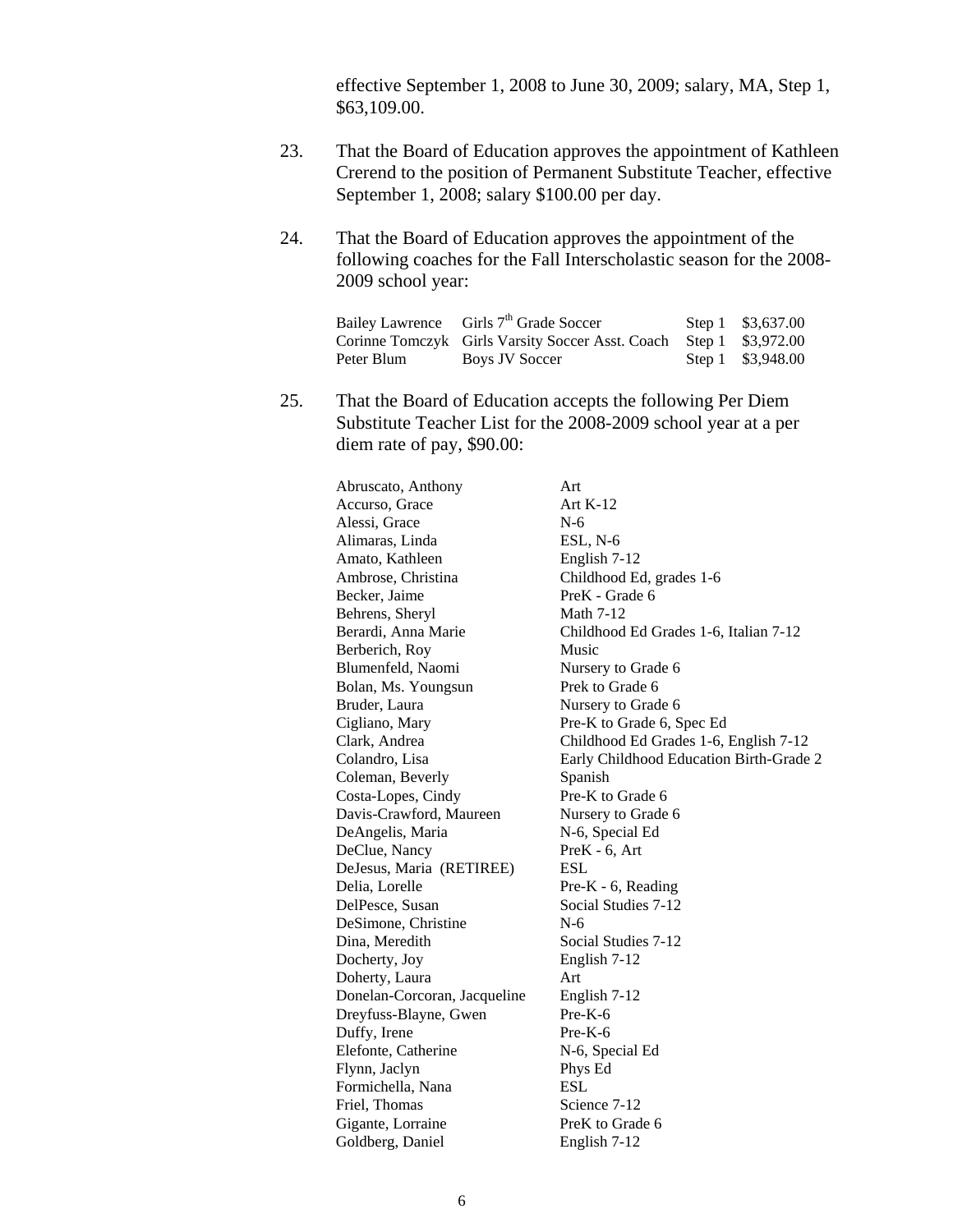effective September 1, 2008 to June 30, 2009; salary, MA, Step 1, $63,109.00.

23. That the Board of Education approves the appointment of Kathleen Crerend to the position of Permanent Substitute Teacher, effective September 1, 2008; salary $100.00 per day.

24. That the Board of Education approves the appointment of the following coaches for the Fall Interscholastic season for the 2008-2009 school year:

| | | | |
|---|---|---|---|
| Bailey Lawrence | Girls 7th Grade Soccer | Step 1 | $3,637.00 |
| Corinne Tomczyk | Girls Varsity Soccer Asst. Coach | Step 1 | $3,972.00 |
| Peter Blum | Boys JV Soccer | Step 1 | $3,948.00 |

25. That the Board of Education accepts the following Per Diem Substitute Teacher List for the 2008-2009 school year at a per diem rate of pay, $90.00:

| | |
|---|---|
| Abruscato, Anthony | Art |
| Accurso, Grace | Art K-12 |
| Alessi, Grace | N-6 |
| Alimaras, Linda | ESL, N-6 |
| Amato, Kathleen | English 7-12 |
| Ambrose, Christina | Childhood Ed, grades 1-6 |
| Becker, Jaime | PreK - Grade 6 |
| Behrens, Sheryl | Math 7-12 |
| Berardi, Anna Marie | Childhood Ed Grades 1-6, Italian 7-12 |
| Berberich, Roy | Music |
| Blumenfeld, Naomi | Nursery to Grade 6 |
| Bolan, Ms. Youngsun | Prek to Grade 6 |
| Bruder, Laura | Nursery to Grade 6 |
| Cigliano, Mary | Pre-K to Grade 6, Spec Ed |
| Clark, Andrea | Childhood Ed Grades 1-6, English 7-12 |
| Colandro, Lisa | Early Childhood Education Birth-Grade 2 |
| Coleman, Beverly | Spanish |
| Costa-Lopes, Cindy | Pre-K to Grade 6 |
| Davis-Crawford, Maureen | Nursery to Grade 6 |
| DeAngelis, Maria | N-6, Special Ed |
| DeClue, Nancy | PreK - 6, Art |
| DeJesus, Maria (RETIREE) | ESL |
| Delia, Lorelle | Pre-K - 6, Reading |
| DelPesce, Susan | Social Studies 7-12 |
| DeSimone, Christine | N-6 |
| Dina, Meredith | Social Studies 7-12 |
| Docherty, Joy | English 7-12 |
| Doherty, Laura | Art |
| Donelan-Corcoran, Jacqueline | English 7-12 |
| Dreyfuss-Blayne, Gwen | Pre-K-6 |
| Duffy, Irene | Pre-K-6 |
| Elefonte, Catherine | N-6, Special Ed |
| Flynn, Jaclyn | Phys Ed |
| Formichella, Nana | ESL |
| Friel, Thomas | Science 7-12 |
| Gigante, Lorraine | PreK to Grade 6 |
| Goldberg, Daniel | English 7-12 |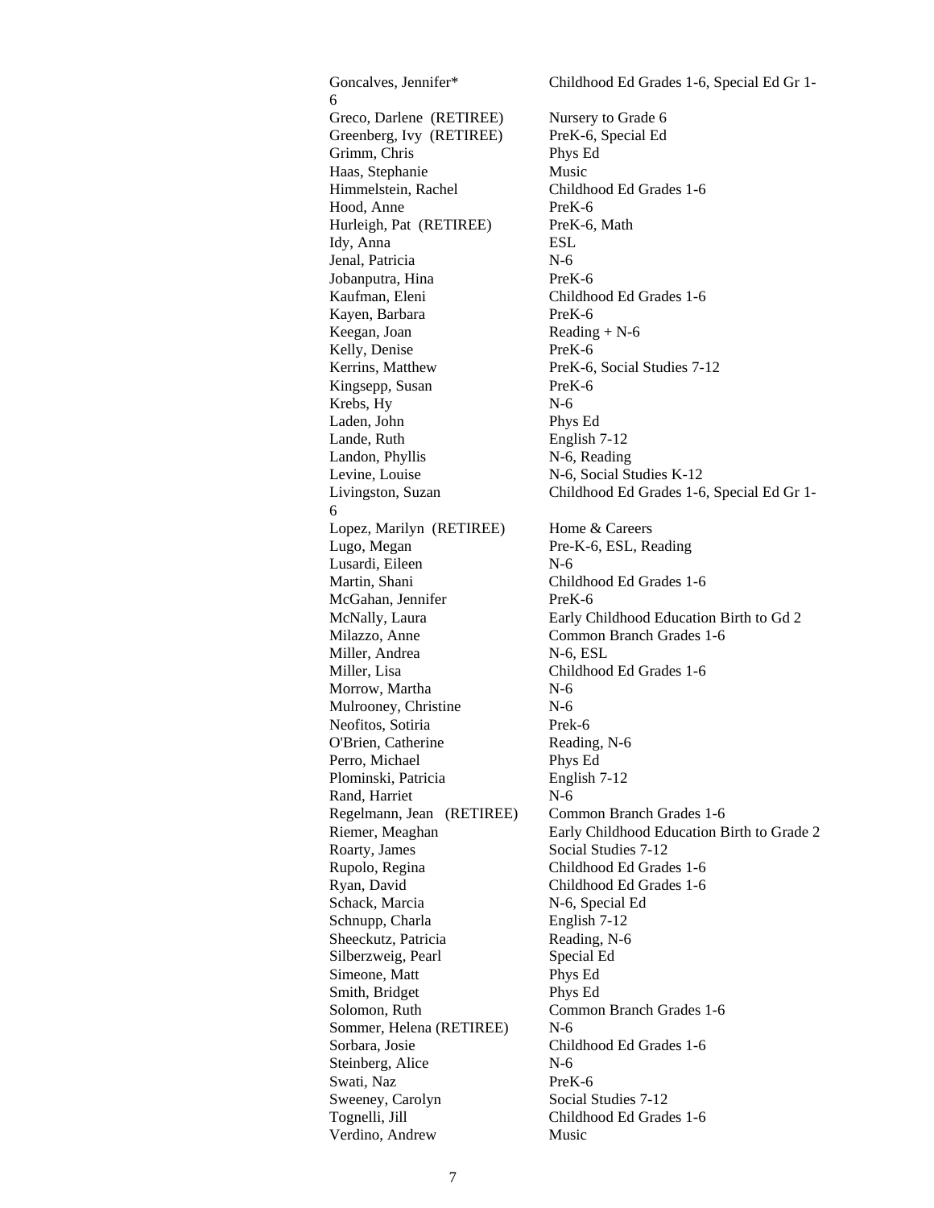| | |
|---|---|
| Goncalves, Jennifer* | Childhood Ed Grades 1-6, Special Ed Gr 1-6 |
| Greco, Darlene (RETIREE) | Nursery to Grade 6 |
| Greenberg, Ivy (RETIREE) | PreK-6, Special Ed |
| Grimm, Chris | Phys Ed |
| Haas, Stephanie | Music |
| Himmelstein, Rachel | Childhood Ed Grades 1-6 |
| Hood, Anne | PreK-6 |
| Hurleigh, Pat (RETIREE) | PreK-6, Math |
| Idy, Anna | ESL |
| Jenal, Patricia | N-6 |
| Jobanputra, Hina | PreK-6 |
| Kaufman, Eleni | Childhood Ed Grades 1-6 |
| Kayen, Barbara | PreK-6 |
| Keegan, Joan | Reading + N-6 |
| Kelly, Denise | PreK-6 |
| Kerrins, Matthew | PreK-6, Social Studies 7-12 |
| Kingsepp, Susan | PreK-6 |
| Krebs, Hy | N-6 |
| Laden, John | Phys Ed |
| Lande, Ruth | English 7-12 |
| Landon, Phyllis | N-6, Reading |
| Levine, Louise | N-6, Social Studies K-12 |
| Livingston, Suzan | Childhood Ed Grades 1-6, Special Ed Gr 1-6 |
| Lopez, Marilyn (RETIREE) | Home & Careers |
| Lugo, Megan | Pre-K-6, ESL, Reading |
| Lusardi, Eileen | N-6 |
| Martin, Shani | Childhood Ed Grades 1-6 |
| McGahan, Jennifer | PreK-6 |
| McNally, Laura | Early Childhood Education Birth to Gd 2 |
| Milazzo, Anne | Common Branch Grades 1-6 |
| Miller, Andrea | N-6, ESL |
| Miller, Lisa | Childhood Ed Grades 1-6 |
| Morrow, Martha | N-6 |
| Mulrooney, Christine | N-6 |
| Neofitos, Sotiria | Prek-6 |
| O'Brien, Catherine | Reading, N-6 |
| Perro, Michael | Phys Ed |
| Plominski, Patricia | English 7-12 |
| Rand, Harriet | N-6 |
| Regelmann, Jean (RETIREE) | Common Branch Grades 1-6 |
| Riemer, Meaghan | Early Childhood Education Birth to Grade 2 |
| Roarty, James | Social Studies 7-12 |
| Rupolo, Regina | Childhood Ed Grades 1-6 |
| Ryan, David | Childhood Ed Grades 1-6 |
| Schack, Marcia | N-6, Special Ed |
| Schnupp, Charla | English 7-12 |
| Sheeckutz, Patricia | Reading, N-6 |
| Silberzweig, Pearl | Special Ed |
| Simeone, Matt | Phys Ed |
| Smith, Bridget | Phys Ed |
| Solomon, Ruth | Common Branch Grades 1-6 |
| Sommer, Helena (RETIREE) | N-6 |
| Sorbara, Josie | Childhood Ed Grades 1-6 |
| Steinberg, Alice | N-6 |
| Swati, Naz | PreK-6 |
| Sweeney, Carolyn | Social Studies 7-12 |
| Tognelli, Jill | Childhood Ed Grades 1-6 |
| Verdino, Andrew | Music |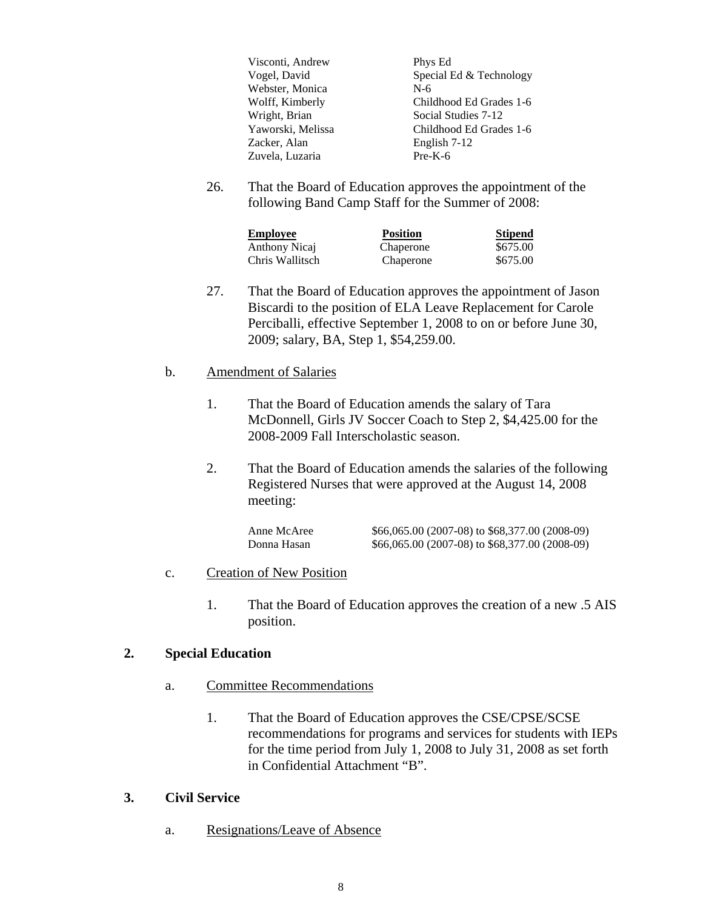| | |
|---|---|
| Visconti, Andrew | Phys Ed |
| Vogel, David | Special Ed & Technology |
| Webster, Monica | N-6 |
| Wolff, Kimberly | Childhood Ed Grades 1-6 |
| Wright, Brian | Social Studies 7-12 |
| Yaworski, Melissa | Childhood Ed Grades 1-6 |
| Zacker, Alan | English 7-12 |
| Zuvela, Luzaria | Pre-K-6 |

26. That the Board of Education approves the appointment of the following Band Camp Staff for the Summer of 2008:

| Employee | Position | Stipend |
|---|---|---|
| Anthony Nicaj | Chaperone | $675.00 |
| Chris Wallitsch | Chaperone | $675.00 |

27. That the Board of Education approves the appointment of Jason Biscardi to the position of ELA Leave Replacement for Carole Perciballi, effective September 1, 2008 to on or before June 30, 2009; salary, BA, Step 1, $54,259.00.

b. Amendment of Salaries

1. That the Board of Education amends the salary of Tara McDonnell, Girls JV Soccer Coach to Step 2, $4,425.00 for the 2008-2009 Fall Interscholastic season.

2. That the Board of Education amends the salaries of the following Registered Nurses that were approved at the August 14, 2008 meeting:

| | |
|---|---|
| Anne McAree | $66,065.00 (2007-08) to $68,377.00 (2008-09) |
| Donna Hasan | $66,065.00 (2007-08) to $68,377.00 (2008-09) |

c. Creation of New Position

1. That the Board of Education approves the creation of a new .5 AIS position.

**2. Special Education**

a. Committee Recommendations

1. That the Board of Education approves the CSE/CPSE/SCSE recommendations for programs and services for students with IEPs for the time period from July 1, 2008 to July 31, 2008 as set forth in Confidential Attachment "B".

**3. Civil Service**

a. Resignations/Leave of Absence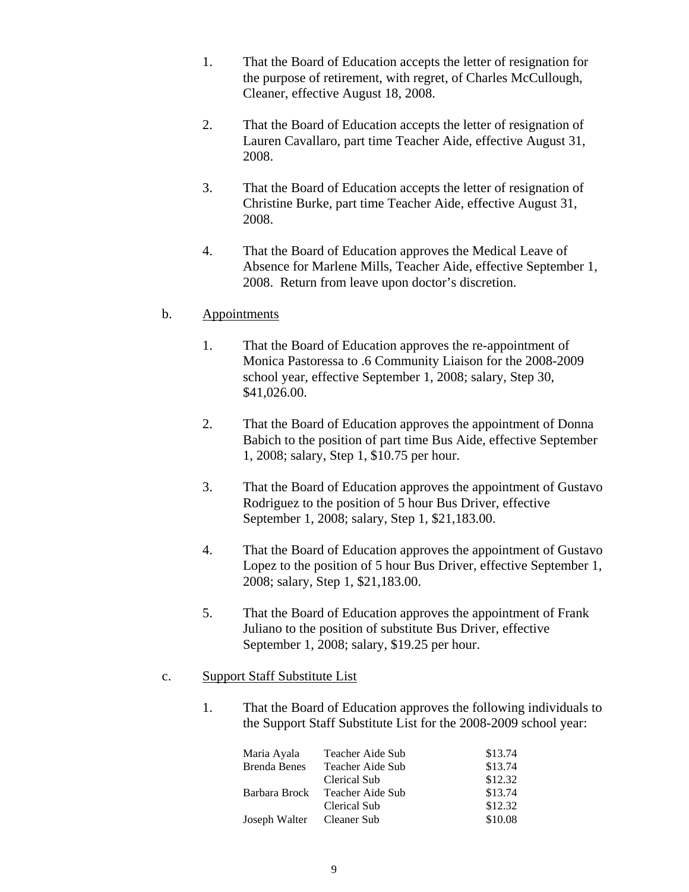1. That the Board of Education accepts the letter of resignation for the purpose of retirement, with regret, of Charles McCullough, Cleaner, effective August 18, 2008.

2. That the Board of Education accepts the letter of resignation of Lauren Cavallaro, part time Teacher Aide, effective August 31, 2008.

3. That the Board of Education accepts the letter of resignation of Christine Burke, part time Teacher Aide, effective August 31, 2008.

4. That the Board of Education approves the Medical Leave of Absence for Marlene Mills, Teacher Aide, effective September 1, 2008. Return from leave upon doctor's discretion.

b. <u>Appointments</u>

1. That the Board of Education approves the re-appointment of Monica Pastoressa to .6 Community Liaison for the 2008-2009 school year, effective September 1, 2008; salary, Step 30, $41,026.00.

2. That the Board of Education approves the appointment of Donna Babich to the position of part time Bus Aide, effective September 1, 2008; salary, Step 1, $10.75 per hour.

3. That the Board of Education approves the appointment of Gustavo Rodriguez to the position of 5 hour Bus Driver, effective September 1, 2008; salary, Step 1, $21,183.00.

4. That the Board of Education approves the appointment of Gustavo Lopez to the position of 5 hour Bus Driver, effective September 1, 2008; salary, Step 1, $21,183.00.

5. That the Board of Education approves the appointment of Frank Juliano to the position of substitute Bus Driver, effective September 1, 2008; salary, $19.25 per hour.

c. <u>Support Staff Substitute List</u>

1. That the Board of Education approves the following individuals to the Support Staff Substitute List for the 2008-2009 school year:

| | | |
|---|---|---|
| Maria Ayala | Teacher Aide Sub | $13.74 |
| Brenda Benes | Teacher Aide Sub | $13.74 |
| | Clerical Sub | $12.32 |
| Barbara Brock | Teacher Aide Sub | $13.74 |
| | Clerical Sub | $12.32 |
| Joseph Walter | Cleaner Sub | $10.08 |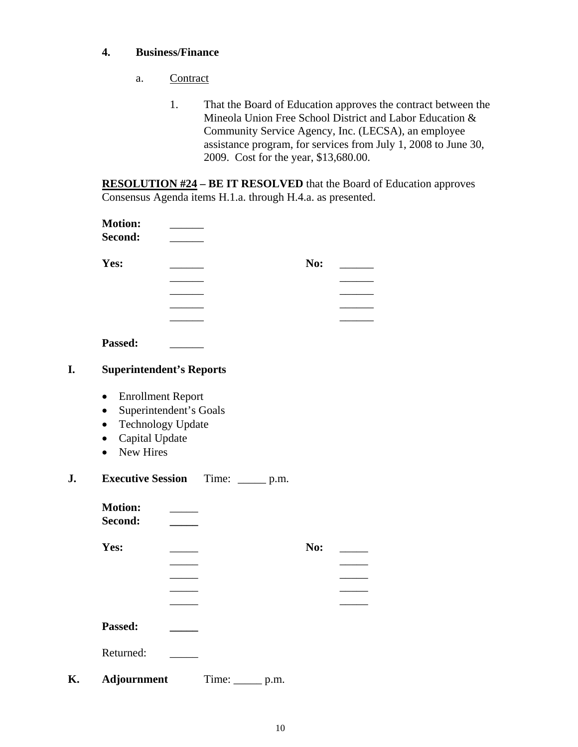#### 4. Business/Finance

a. Contract

1. That the Board of Education approves the contract between the Mineola Union Free School District and Labor Education & Community Service Agency, Inc. (LECSA), an employee assistance program, for services from July 1, 2008 to June 30, 2009. Cost for the year, $13,680.00.

**RESOLUTION #24 – BE IT RESOLVED** that the Board of Education approves Consensus Agenda items H.1.a. through H.4.a. as presented.

**Motion:** ______
**Second:** ______

**Yes:** ______ **No:** ______
______ ______
______ ______
______ ______
______ ______

**Passed:** ______

## I. Superintendent's Reports

- Enrollment Report
- Superintendent's Goals
- Technology Update
- Capital Update
- New Hires

## J. Executive Session Time: _____ p.m.

**Motion:** _____
**Second:** _____

**Yes:** _____ **No:** _____
_____ _____
_____ _____
_____ _____
_____ _____

**Passed:** _____

Returned: _____

## K. Adjournment Time: _____ p.m.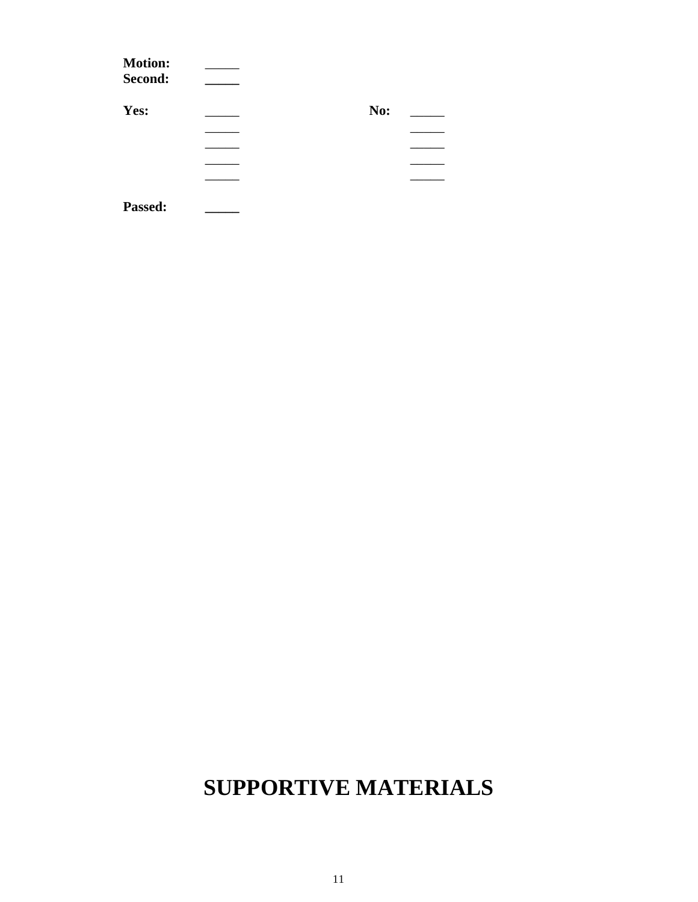**Motion:** _____
**Second:** _____

| **Yes:** | | **No:** | |
|---|---|---|---|
| | _____ | | _____ |
| | _____ | | _____ |
| | _____ | | _____ |
| | _____ | | _____ |
| | _____ | | _____ |

**Passed:** _____

# SUPPORTIVE MATERIALS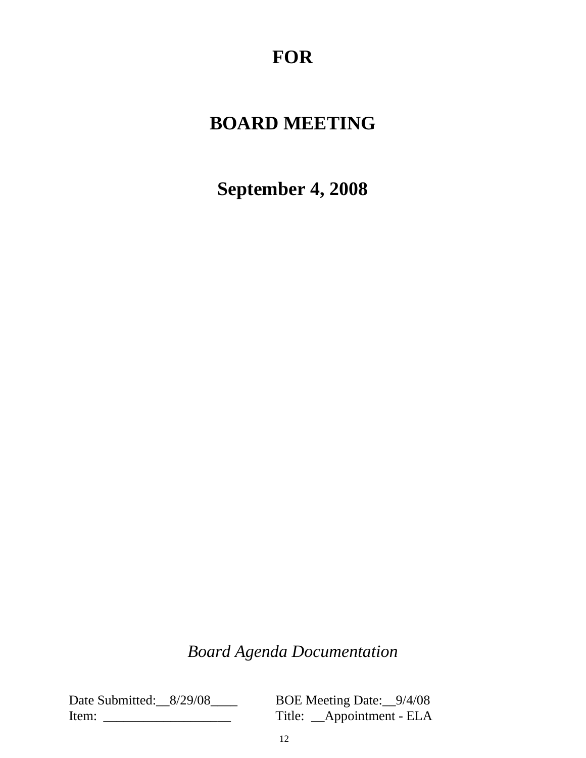# FOR

# BOARD MEETING

# September 4, 2008

*Board Agenda Documentation*

Date Submitted:__8/29/08____ BOE Meeting Date:__9/4/08

Item: ___________________ Title: __Appointment - ELA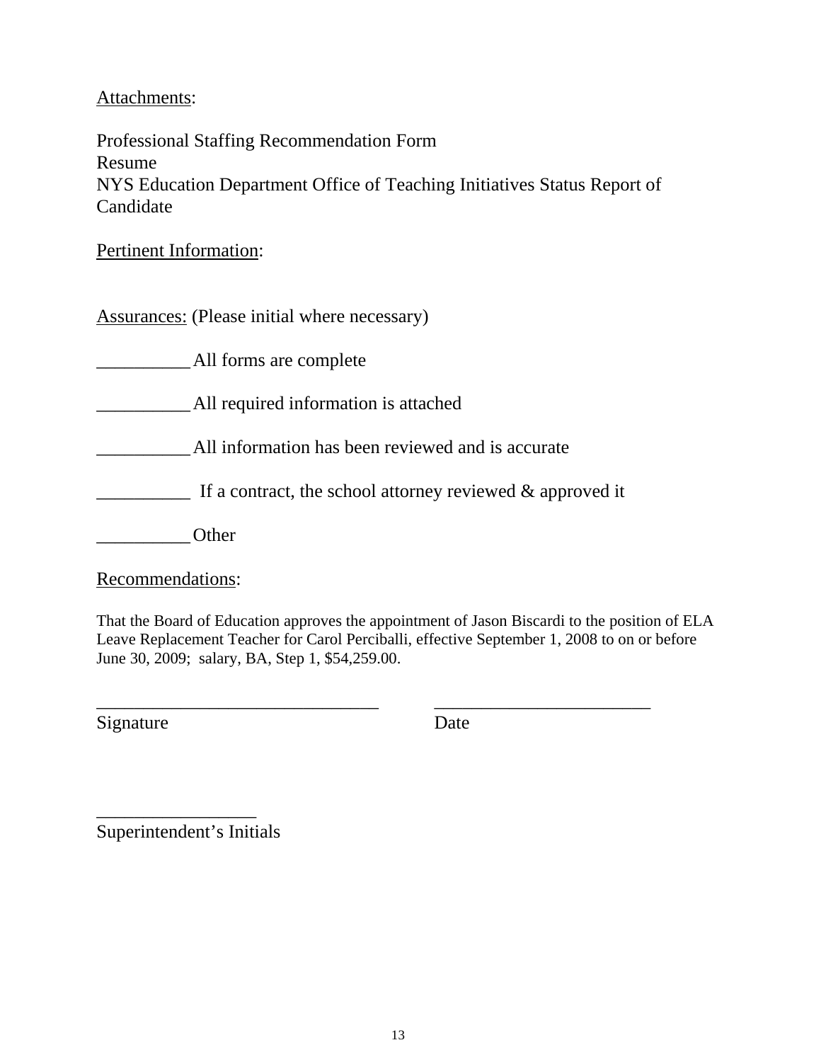Attachments:

Professional Staffing Recommendation Form
Resume
NYS Education Department Office of Teaching Initiatives Status Report of Candidate

Pertinent Information:

Assurances: (Please initial where necessary)

__________ All forms are complete

__________ All required information is attached

__________ All information has been reviewed and is accurate

__________ If a contract, the school attorney reviewed & approved it

__________ Other

Recommendations:

That the Board of Education approves the appointment of Jason Biscardi to the position of ELA Leave Replacement Teacher for Carol Perciballi, effective September 1, 2008 to on or before June 30, 2009; salary, BA, Step 1, $54,259.00.

________________________________ ________________________

Signature Date

_________________

Superintendent's Initials